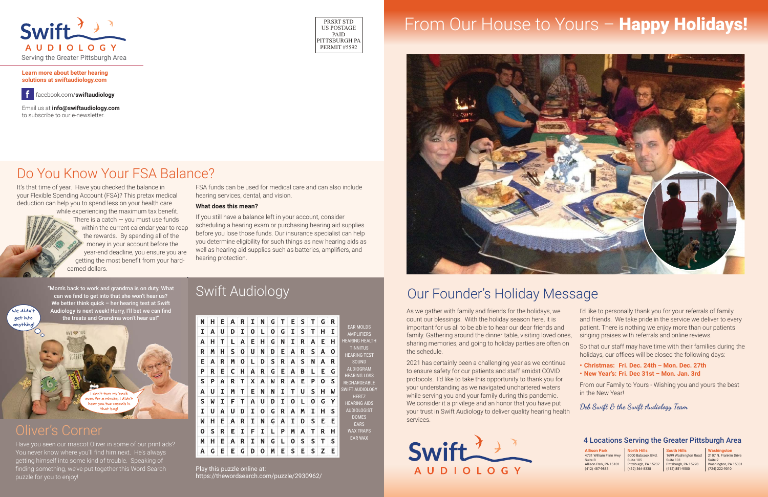Swift AUDIOLOGY
Serving the Greater Pittsburgh Area

**Learn more about better hearing solutions at swiftaudiology.com**

facebook.com/**swiftaudiology**

Email us at **info@swiftaudiology.com** to subscribe to our e-newsletter.

PRSRT STD
US POSTAGE
PAID
PITTSBURGH PA
PERMIT #5592

# From Our House to Yours – **Happy Holidays!**

## Do You Know Your FSA Balance?

It's that time of year. Have you checked the balance in your Flexible Spending Account (FSA)? This pretax medical deduction can help you to spend less on your health care while experiencing the maximum tax benefit. There is a catch — you must use funds within the current calendar year to reap the rewards. By spending all of the money in your account before the year-end deadline, you ensure you are getting the most benefit from your hard-earned dollars.

FSA funds can be used for medical care and can also include hearing services, dental, and vision.

**What does this mean?**

If you still have a balance left in your account, consider scheduling a hearing exam or purchasing hearing aid supplies before you lose those funds. Our insurance specialist can help you determine eligibility for such things as new hearing aids as well as hearing aid supplies such as batteries, amplifiers, and hearing protection.

**"Mom's back to work and grandma is on duty. What can we find to get into that she won't hear us? We better think quick – her hearing test at Swift Audiology is next week! Hurry, I'll bet we can find the treats and Grandma won't hear us!"**

We didn't get into anything!

I can't turn my back even for a minute, I didn't hear you two rascals in that bag!

## Oliver's Corner

Have you seen our mascot Oliver in some of our print ads? You never know where you'll find him next. He's always getting himself into some kind of trouble. Speaking of finding something, we've put together this Word Search puzzle for you to enjoy!

## Swift Audiology

| | | | | | | | | | | | | | | |
|---|---|---|---|---|---|---|---|---|---|---|---|---|---|---|
| N | H | E | A | R | I | N | G | T | E | S | T | G | R |
| I | A | U | D | I | O | L | O | G | I | S | T | H | I |
| A | H | T | L | A | E | H | G | N | I | R | A | E | H |
| R | M | H | S | O | U | N | D | E | A | R | S | A | O |
| E | A | R | M | O | L | D | S | R | A | S | N | A | R |
| P | R | E | C | H | A | R | G | E | A | B | L | E | G |
| S | P | A | R | T | X | A | W | R | A | E | P | O | S |
| A | U | I | M | T | E | N | N | I | T | U | S | H | W |
| S | W | I | F | T | A | U | D | I | O | L | O | G | Y |
| I | U | A | U | D | I | O | G | R | A | M | I | H | S |
| W | H | E | A | R | I | N | G | A | I | D | S | E | E |
| O | S | R | E | I | F | I | L | P | M | A | T | R | H |
| M | H | E | A | R | I | N | G | L | O | S | S | T | S |
| A | G | E | E | G | D | O | M | E | S | E | S | Z | E |

EAR MOLDS
AMPLIFIERS
HEARING HEALTH
TINNITUS
HEARING TEST
SOUND
AUDIOGRAM
HEARING LOSS
RECHARGEABLE
SWIFT AUDIOLOGY
HERTZ
HEARING AIDS
AUDIOLOGIST
DOMES
EARS
WAX TRAPS
EAR WAX

Play this puzzle online at: https://thewordsearch.com/puzzle/2930962/

## Our Founder's Holiday Message

As we gather with family and friends for the holidays, we count our blessings. With the holiday season here, it is important for us all to be able to hear our dear friends and family. Gathering around the dinner table, visiting loved ones, sharing memories, and going to holiday parties are often on the schedule.

2021 has certainly been a challenging year as we continue to ensure safety for our patients and staff amidst COVID protocols. I'd like to take this opportunity to thank you for your understanding as we navigated unchartered waters while serving you and your family during this pandemic. We consider it a privilege and an honor that you have put your trust in Swift Audiology to deliver quality hearing health services.

I'd like to personally thank you for your referrals of family and friends. We take pride in the service we deliver to every patient. There is nothing we enjoy more than our patients singing praises with referrals and online reviews.

So that our staff may have time with their families during the holidays, our offices will be closed the following days:

- **Christmas: Fri. Dec. 24th – Mon. Dec. 27th**
- **New Year's: Fri. Dec 31st – Mon. Jan. 3rd**

From our Family to Yours - Wishing you and yours the best in the New Year!

*Deb Swift & the Swift Audiology Team*

Swift AUDIOLOGY

### 4 Locations Serving the Greater Pittsburgh Area

**Allison Park**
4731 William Flinn Hwy
Suite B
Allison Park, PA 15101
(412) 487-9883

**North Hills**
6000 Babcock Blvd.
Suite 105
Pittsburgh, PA 15237
(412) 364-8338

**South Hills**
1699 Washington Road
Suite 101
Pittsburgh, PA 15228
(412) 851-9500

**Washington**
2107 N. Franklin Drive
Suite 2
Washington, PA 15301
(724) 222-9010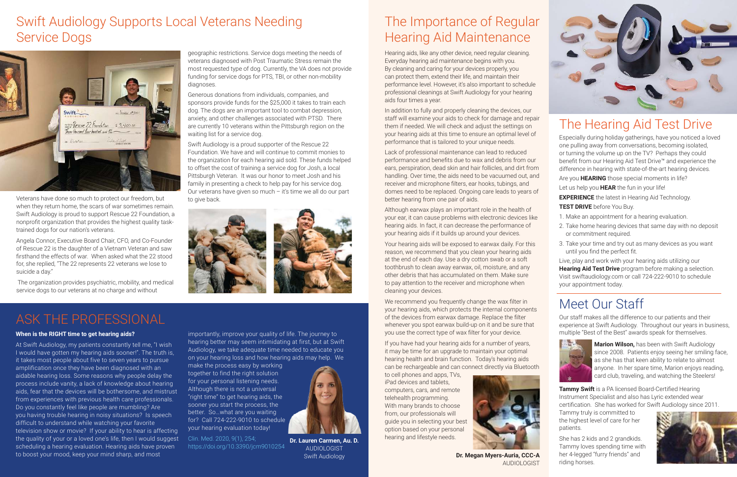# Swift Audiology Supports Local Veterans Needing Service Dogs

Veterans have done so much to protect our freedom, but when they return home, the scars of war sometimes remain. Swift Audiology is proud to support Rescue 22 Foundation, a nonprofit organization that provides the highest quality task-trained dogs for our nation's veterans.

Angela Connor, Executive Board Chair, CFO, and Co-Founder of Rescue 22 is the daughter of a Vietnam Veteran and saw firsthand the effects of war. When asked what the 22 stood for, she replied, "The 22 represents 22 veterans we lose to suicide a day."

The organization provides psychiatric, mobility, and medical service dogs to our veterans at no charge and without geographic restrictions. Service dogs meeting the needs of veterans diagnosed with Post Traumatic Stress remain the most requested type of dog. Currently, the VA does not provide funding for service dogs for PTS, TBI, or other non-mobility diagnoses.

Generous donations from individuals, companies, and sponsors provide funds for the $25,000 it takes to train each dog. The dogs are an important tool to combat depression, anxiety, and other challenges associated with PTSD. There are currently 10 veterans within the Pittsburgh region on the waiting list for a service dog.

Swift Audiology is a proud supporter of the Rescue 22 Foundation. We have and will continue to commit monies to the organization for each hearing aid sold. These funds helped to offset the cost of training a service dog for Josh, a local Pittsburgh Veteran. It was our honor to meet Josh and his family in presenting a check to help pay for his service dog. Our veterans have given so much – it's time we all do our part to give back.

# ASK THE PROFESSIONAL

**When is the RIGHT time to get hearing aids?**

At Swift Audiology, my patients constantly tell me, "I wish I would have gotten my hearing aids sooner!". The truth is, it takes most people about five to seven years to pursue amplification once they have been diagnosed with an aidable hearing loss. Some reasons why people delay the process include vanity, a lack of knowledge about hearing aids, fear that the devices will be bothersome, and mistrust from experiences with previous health care professionals. Do you constantly feel like people are mumbling? Are you having trouble hearing in noisy situations? Is speech difficult to understand while watching your favorite television show or movie? If your ability to hear is affecting the quality of your or a loved one's life, then I would suggest scheduling a hearing evaluation. Hearing aids have proven to boost your mood, keep your mind sharp, and most importantly, improve your quality of life. The journey to hearing better may seem intimidating at first, but at Swift Audiology, we take adequate time needed to educate you on your hearing loss and how hearing aids may help. We make the process easy by working together to find the right solution for your personal listening needs. Although there is not a universal "right time" to get hearing aids, the sooner you start the process, the better. So...what are you waiting for? Call 724-222-9010 to schedule your hearing evaluation today!

Clin. Med. 2020, 9(1), 254; https://doi.org/10.3390/jcm9010254

**Dr. Lauren Carmen, Au. D.**
AUDIOLOGIST
Swift Audiology

# The Importance of Regular Hearing Aid Maintenance

Hearing aids, like any other device, need regular cleaning. Everyday hearing aid maintenance begins with you. By cleaning and caring for your devices properly, you can protect them, extend their life, and maintain their performance level. However, it's also important to schedule professional cleanings at Swift Audiology for your hearing aids four times a year.

In addition to fully and properly cleaning the devices, our staff will examine your aids to check for damage and repair them if needed. We will check and adjust the settings on your hearing aids at this time to ensure an optimal level of performance that is tailored to your unique needs.

Lack of professional maintenance can lead to reduced performance and benefits due to wax and debris from our ears, perspiration, dead skin and hair follicles, and dirt from handling. Over time, the aids need to be vacuumed out, and receiver and microphone filters, ear hooks, tubings, and domes need to be replaced. Ongoing care leads to years of better hearing from one pair of aids.

Although earwax plays an important role in the health of your ear, it can cause problems with electronic devices like hearing aids. In fact, it can decrease the performance of your hearing aids if it builds up around your devices.

Your hearing aids will be exposed to earwax daily. For this reason, we recommend that you clean your hearing aids at the end of each day. Use a dry cotton swab or a soft toothbrush to clean away earwax, oil, moisture, and any other debris that has accumulated on them. Make sure to pay attention to the receiver and microphone when cleaning your devices.

We recommend you frequently change the wax filter in your hearing aids, which protects the internal components of the devices from earwax damage. Replace the filter whenever you spot earwax build-up on it and be sure that you use the correct type of wax filter for your device.

If you have had your hearing aids for a number of years, it may be time for an upgrade to maintain your optimal hearing health and brain function. Today's hearing aids can be rechargeable and can connect directly via Bluetooth to cell phones and apps, TVs, iPad devices and tablets, computers, cars, and remote telehealth programming. With many brands to choose from, our professionals will guide you in selecting your best option based on your personal hearing and lifestyle needs.

**Dr. Megan Myers-Auria, CCC-A**
AUDIOLOGIST

# The Hearing Aid Test Drive

Especially during holiday gatherings, have you noticed a loved one pulling away from conversations, becoming isolated, or turning the volume up on the TV? Perhaps they could benefit from our Hearing Aid Test Drive™ and experience the difference in hearing with state-of-the-art hearing devices.

Are you **HEARING** those special moments in life?

Let us help you **HEAR** the fun in your life!

**EXPERIENCE** the latest in Hearing Aid Technology.

**TEST DRIVE** before You Buy.

1. Make an appointment for a hearing evaluation.
2. Take home hearing devices that same day with no deposit or commitment required.
3. Take your time and try out as many devices as you want until you find the perfect fit.

Live, play and work with your hearing aids utilizing our **Hearing Aid Test Drive** program before making a selection. Visit swiftaudiology.com or call 724-222-9010 to schedule your appointment today.

# Meet Our Staff

Our staff makes all the difference to our patients and their experience at Swift Audiology. Throughout our years in business, multiple "Best of the Best" awards speak for themselves.

**Marion Wilson,** has been with Swift Audiology since 2008. Patients enjoy seeing her smiling face, as she has that keen ability to relate to almost anyone. In her spare time, Marion enjoys reading, card club, traveling, and watching the Steelers!

**Tammy Swift** is a PA licensed Board-Certified Hearing Instrument Specialist and also has Lyric extended wear certification. She has worked for Swift Audiology since 2011. Tammy truly is committed to the highest level of care for her patients.

She has 2 kids and 2 grandkids. Tammy loves spending time with her 4-legged "furry friends" and riding horses.